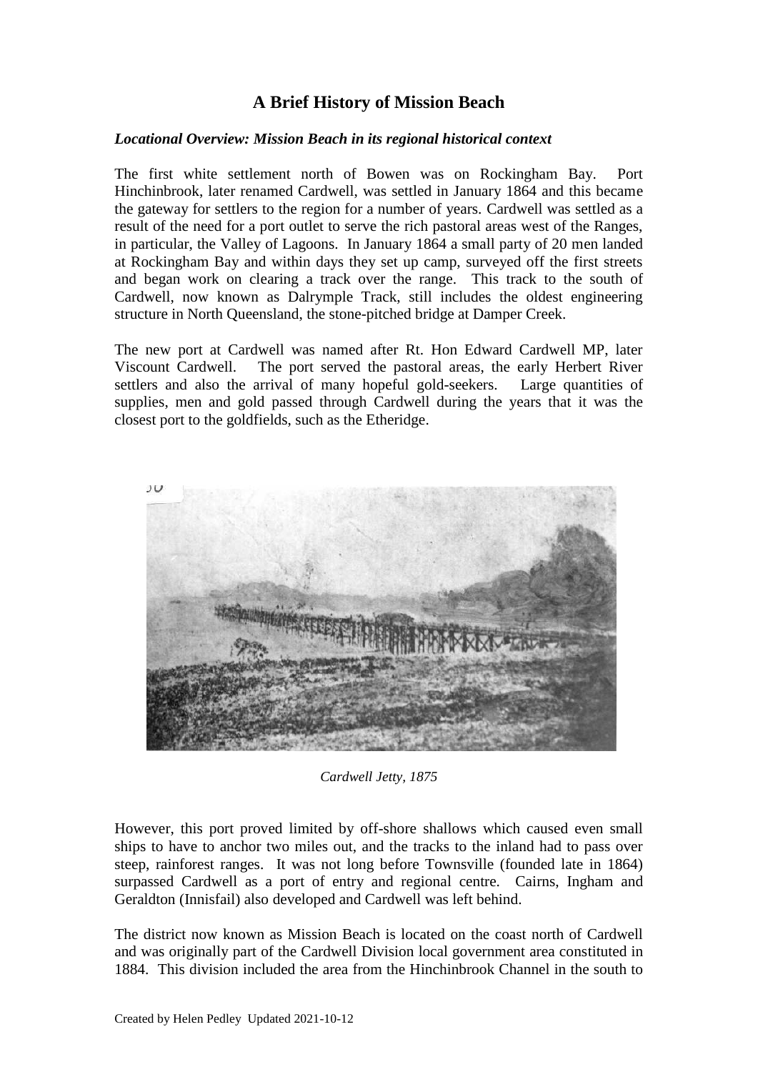# A Brief History of Mission Beach

### *Locational Overview: Mission Beach in its regional historical context*

The first white settlement north of Bowen was on Rockingham Bay. Port Hinchinbrook, later renamed Cardwell, was settled in January 1864 and this became the gateway for settlers to the region for a number of years. Cardwell was settled as a result of the need for a port outlet to serve the rich pastoral areas west of the Ranges, in particular, the Valley of Lagoons. In January 1864 a small party of 20 men landed at Rockingham Bay and within days they set up camp, surveyed off the first streets and began work on clearing a track over the range. This track to the south of Cardwell, now known as Dalrymple Track, still includes the oldest engineering structure in North Queensland, the stone-pitched bridge at Damper Creek.

The new port at Cardwell was named after Rt. Hon Edward Cardwell MP, later Viscount Cardwell. The port served the pastoral areas, the early Herbert River settlers and also the arrival of many hopeful gold-seekers. Large quantities of supplies, men and gold passed through Cardwell during the years that it was the closest port to the goldfields, such as the Etheridge.

*Cardwell Jetty, 1875*

However, this port proved limited by off-shore shallows which caused even small ships to have to anchor two miles out, and the tracks to the inland had to pass over steep, rainforest ranges. It was not long before Townsville (founded late in 1864) surpassed Cardwell as a port of entry and regional centre. Cairns, Ingham and Geraldton (Innisfail) also developed and Cardwell was left behind.

The district now known as Mission Beach is located on the coast north of Cardwell and was originally part of the Cardwell Division local government area constituted in 1884. This division included the area from the Hinchinbrook Channel in the south to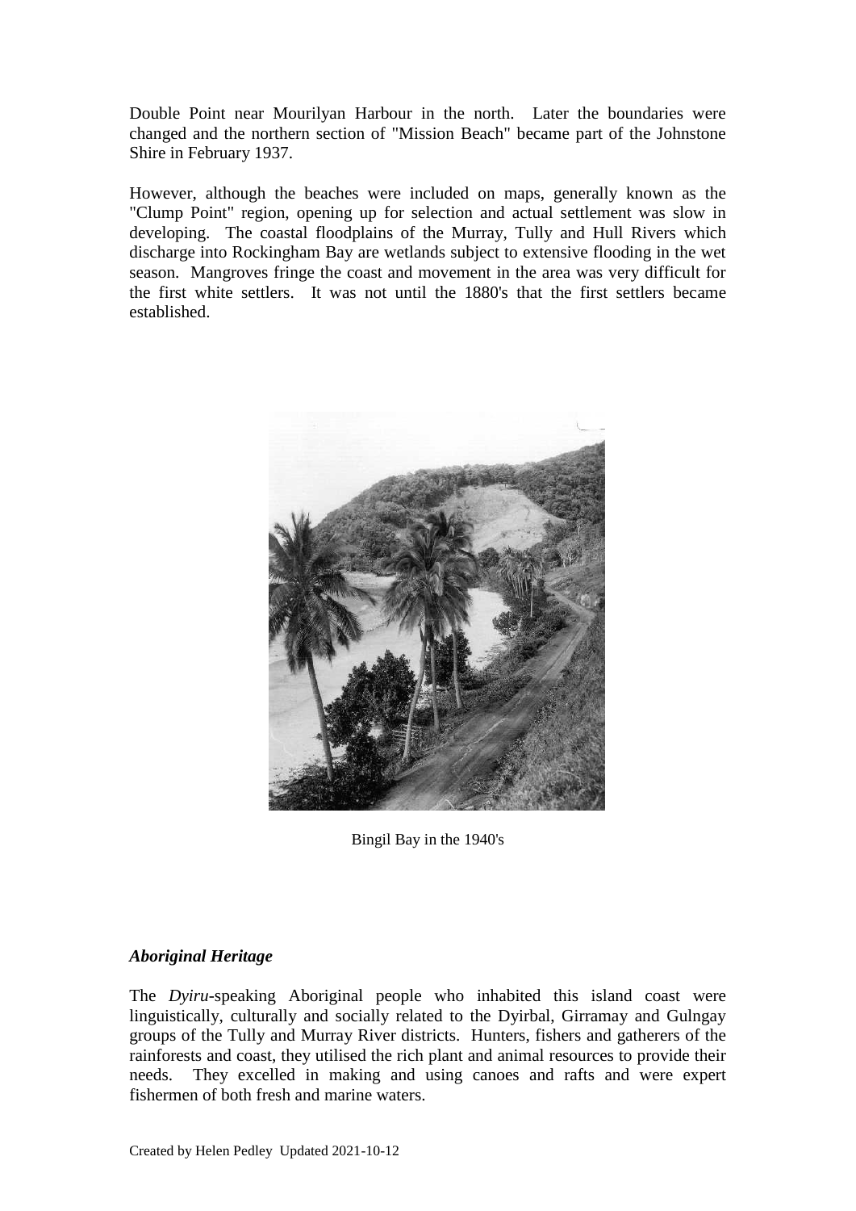Double Point near Mourilyan Harbour in the north. Later the boundaries were changed and the northern section of "Mission Beach" became part of the Johnstone Shire in February 1937.

However, although the beaches were included on maps, generally known as the "Clump Point" region, opening up for selection and actual settlement was slow in developing. The coastal floodplains of the Murray, Tully and Hull Rivers which discharge into Rockingham Bay are wetlands subject to extensive flooding in the wet season. Mangroves fringe the coast and movement in the area was very difficult for the first white settlers. It was not until the 1880's that the first settlers became established.

Bingil Bay in the 1940's

### *Aboriginal Heritage*

The *Dyiru*-speaking Aboriginal people who inhabited this island coast were linguistically, culturally and socially related to the Dyirbal, Girramay and Gulngay groups of the Tully and Murray River districts. Hunters, fishers and gatherers of the rainforests and coast, they utilised the rich plant and animal resources to provide their needs. They excelled in making and using canoes and rafts and were expert fishermen of both fresh and marine waters.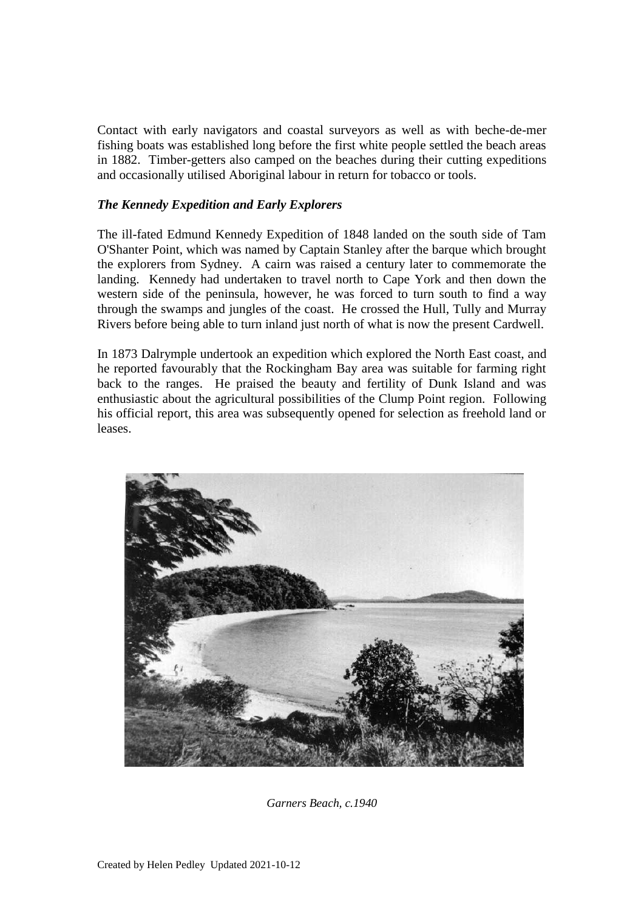Contact with early navigators and coastal surveyors as well as with beche-de-mer fishing boats was established long before the first white people settled the beach areas in 1882. Timber-getters also camped on the beaches during their cutting expeditions and occasionally utilised Aboriginal labour in return for tobacco or tools.

### *The Kennedy Expedition and Early Explorers*

The ill-fated Edmund Kennedy Expedition of 1848 landed on the south side of Tam O'Shanter Point, which was named by Captain Stanley after the barque which brought the explorers from Sydney. A cairn was raised a century later to commemorate the landing. Kennedy had undertaken to travel north to Cape York and then down the western side of the peninsula, however, he was forced to turn south to find a way through the swamps and jungles of the coast. He crossed the Hull, Tully and Murray Rivers before being able to turn inland just north of what is now the present Cardwell.

In 1873 Dalrymple undertook an expedition which explored the North East coast, and he reported favourably that the Rockingham Bay area was suitable for farming right back to the ranges. He praised the beauty and fertility of Dunk Island and was enthusiastic about the agricultural possibilities of the Clump Point region. Following his official report, this area was subsequently opened for selection as freehold land or leases.

*Garners Beach, c.1940*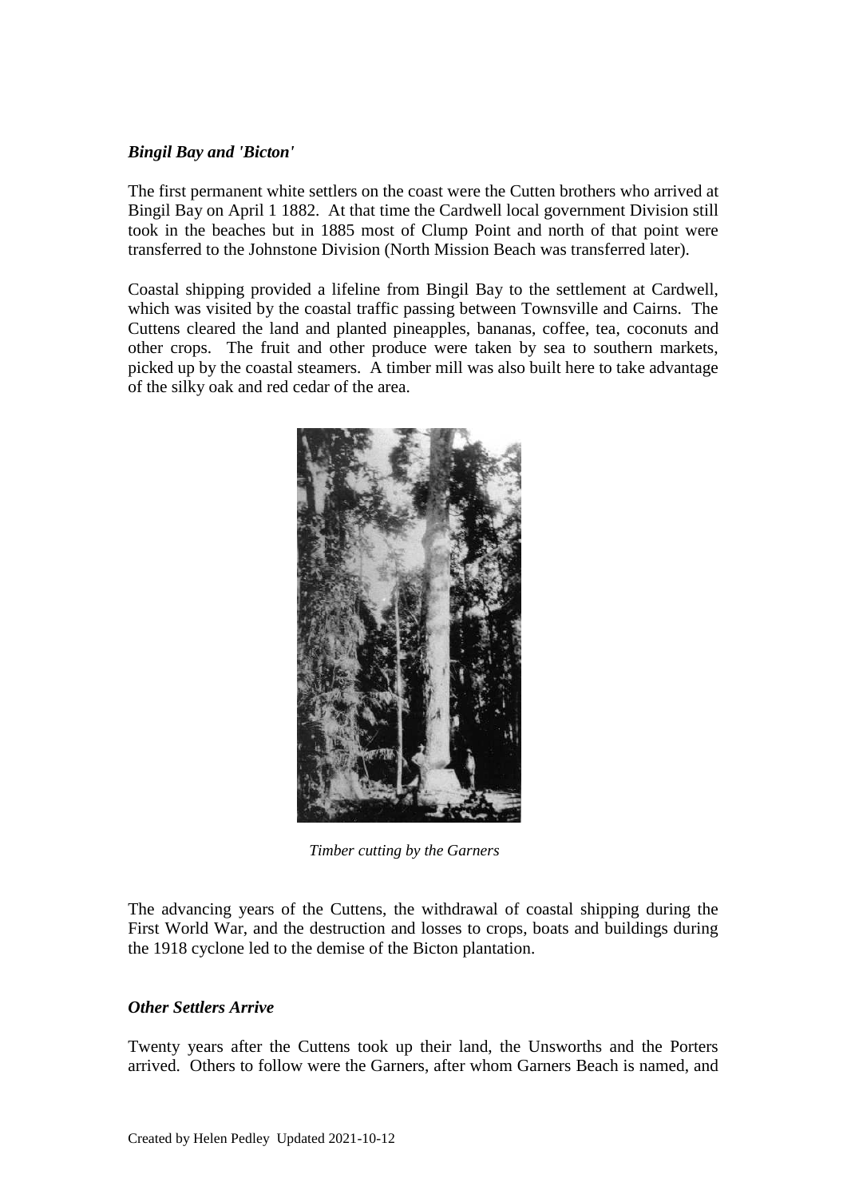### *Bingil Bay and 'Bicton'*

The first permanent white settlers on the coast were the Cutten brothers who arrived at Bingil Bay on April 1 1882. At that time the Cardwell local government Division still took in the beaches but in 1885 most of Clump Point and north of that point were transferred to the Johnstone Division (North Mission Beach was transferred later).

Coastal shipping provided a lifeline from Bingil Bay to the settlement at Cardwell, which was visited by the coastal traffic passing between Townsville and Cairns. The Cuttens cleared the land and planted pineapples, bananas, coffee, tea, coconuts and other crops. The fruit and other produce were taken by sea to southern markets, picked up by the coastal steamers. A timber mill was also built here to take advantage of the silky oak and red cedar of the area.

*Timber cutting by the Garners*

The advancing years of the Cuttens, the withdrawal of coastal shipping during the First World War, and the destruction and losses to crops, boats and buildings during the 1918 cyclone led to the demise of the Bicton plantation.

### *Other Settlers Arrive*

Twenty years after the Cuttens took up their land, the Unsworths and the Porters arrived. Others to follow were the Garners, after whom Garners Beach is named, and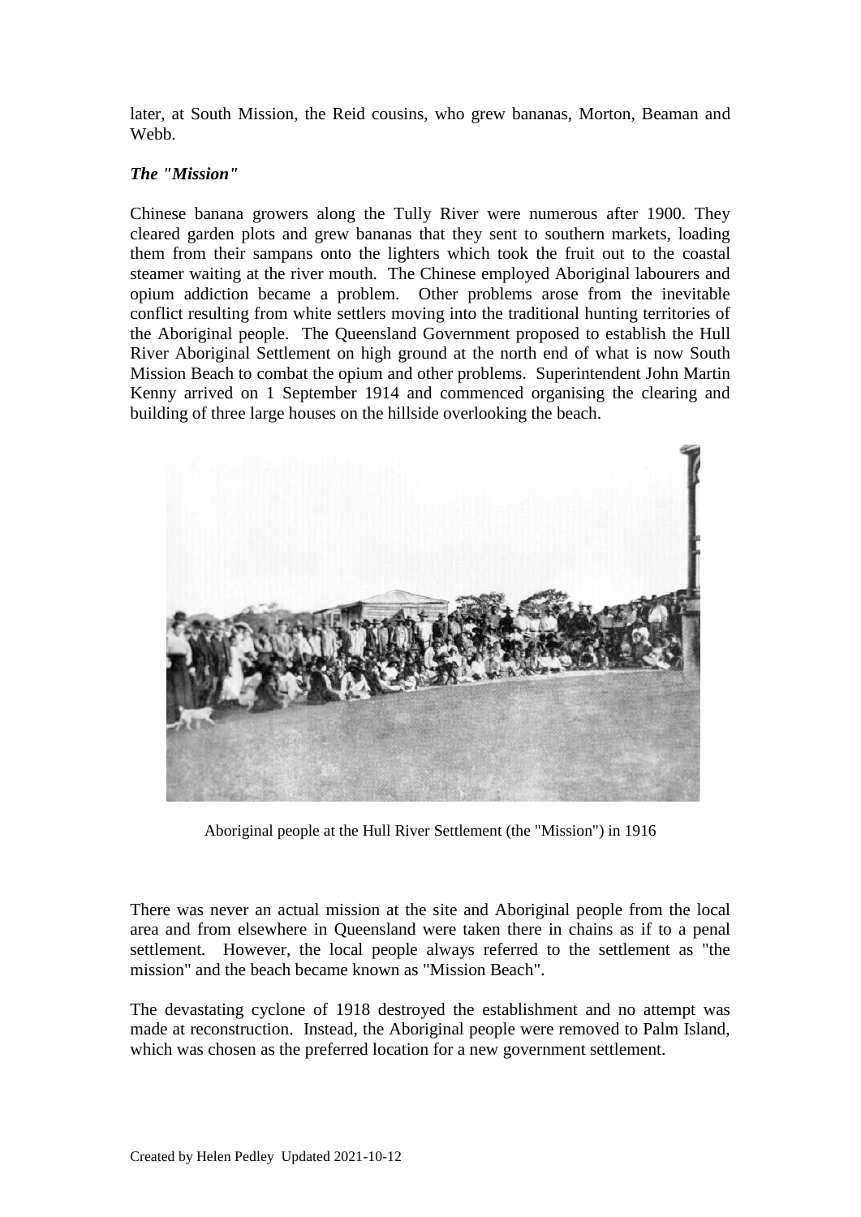later, at South Mission, the Reid cousins, who grew bananas, Morton, Beaman and Webb.

***The "Mission"***

Chinese banana growers along the Tully River were numerous after 1900. They cleared garden plots and grew bananas that they sent to southern markets, loading them from their sampans onto the lighters which took the fruit out to the coastal steamer waiting at the river mouth. The Chinese employed Aboriginal labourers and opium addiction became a problem. Other problems arose from the inevitable conflict resulting from white settlers moving into the traditional hunting territories of the Aboriginal people. The Queensland Government proposed to establish the Hull River Aboriginal Settlement on high ground at the north end of what is now South Mission Beach to combat the opium and other problems. Superintendent John Martin Kenny arrived on 1 September 1914 and commenced organising the clearing and building of three large houses on the hillside overlooking the beach.

Aboriginal people at the Hull River Settlement (the "Mission") in 1916

There was never an actual mission at the site and Aboriginal people from the local area and from elsewhere in Queensland were taken there in chains as if to a penal settlement. However, the local people always referred to the settlement as "the mission" and the beach became known as "Mission Beach".

The devastating cyclone of 1918 destroyed the establishment and no attempt was made at reconstruction. Instead, the Aboriginal people were removed to Palm Island, which was chosen as the preferred location for a new government settlement.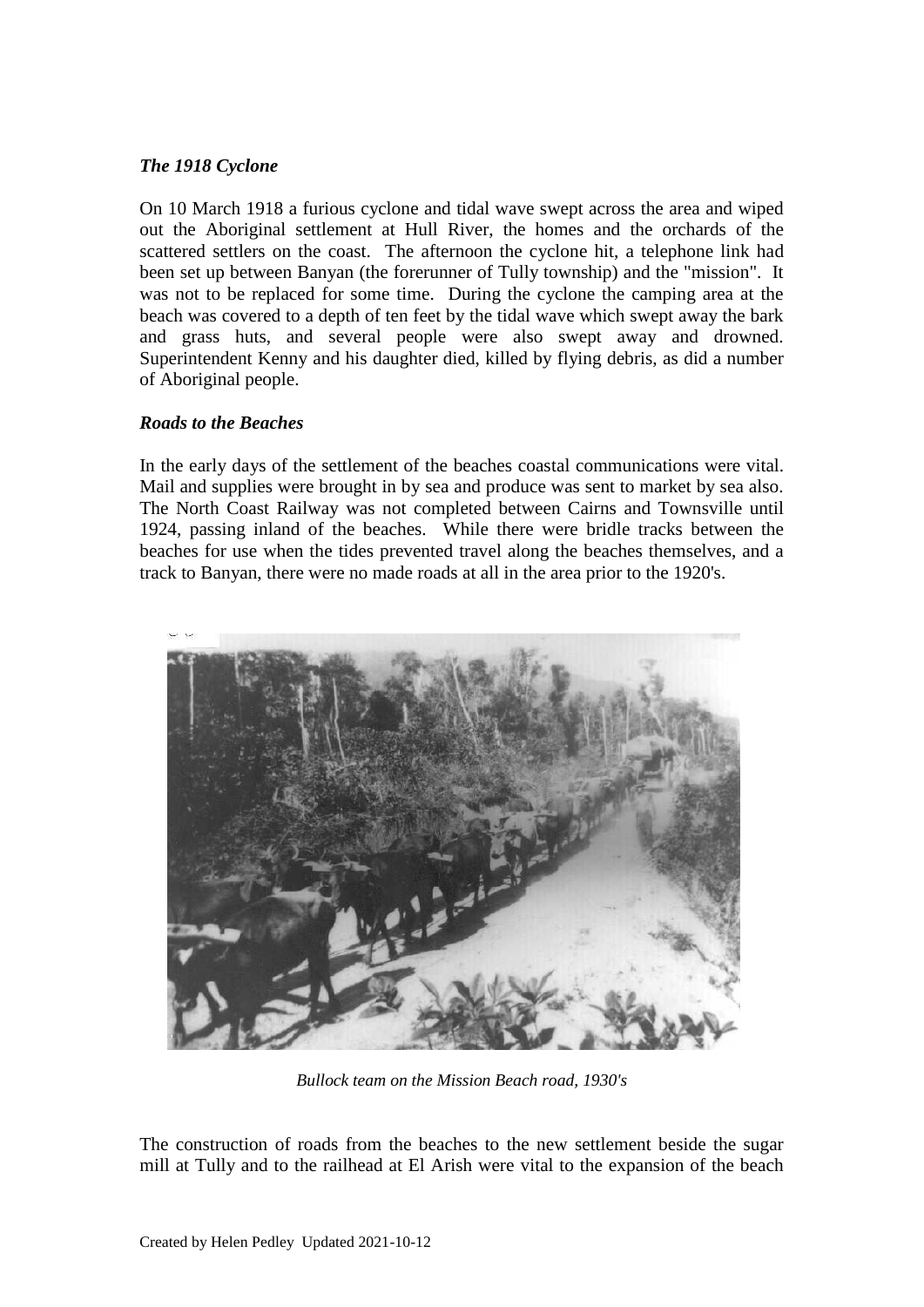### *The 1918 Cyclone*

On 10 March 1918 a furious cyclone and tidal wave swept across the area and wiped out the Aboriginal settlement at Hull River, the homes and the orchards of the scattered settlers on the coast. The afternoon the cyclone hit, a telephone link had been set up between Banyan (the forerunner of Tully township) and the "mission". It was not to be replaced for some time. During the cyclone the camping area at the beach was covered to a depth of ten feet by the tidal wave which swept away the bark and grass huts, and several people were also swept away and drowned. Superintendent Kenny and his daughter died, killed by flying debris, as did a number of Aboriginal people.

### *Roads to the Beaches*

In the early days of the settlement of the beaches coastal communications were vital. Mail and supplies were brought in by sea and produce was sent to market by sea also. The North Coast Railway was not completed between Cairns and Townsville until 1924, passing inland of the beaches. While there were bridle tracks between the beaches for use when the tides prevented travel along the beaches themselves, and a track to Banyan, there were no made roads at all in the area prior to the 1920's.

*Bullock team on the Mission Beach road, 1930's*

The construction of roads from the beaches to the new settlement beside the sugar mill at Tully and to the railhead at El Arish were vital to the expansion of the beach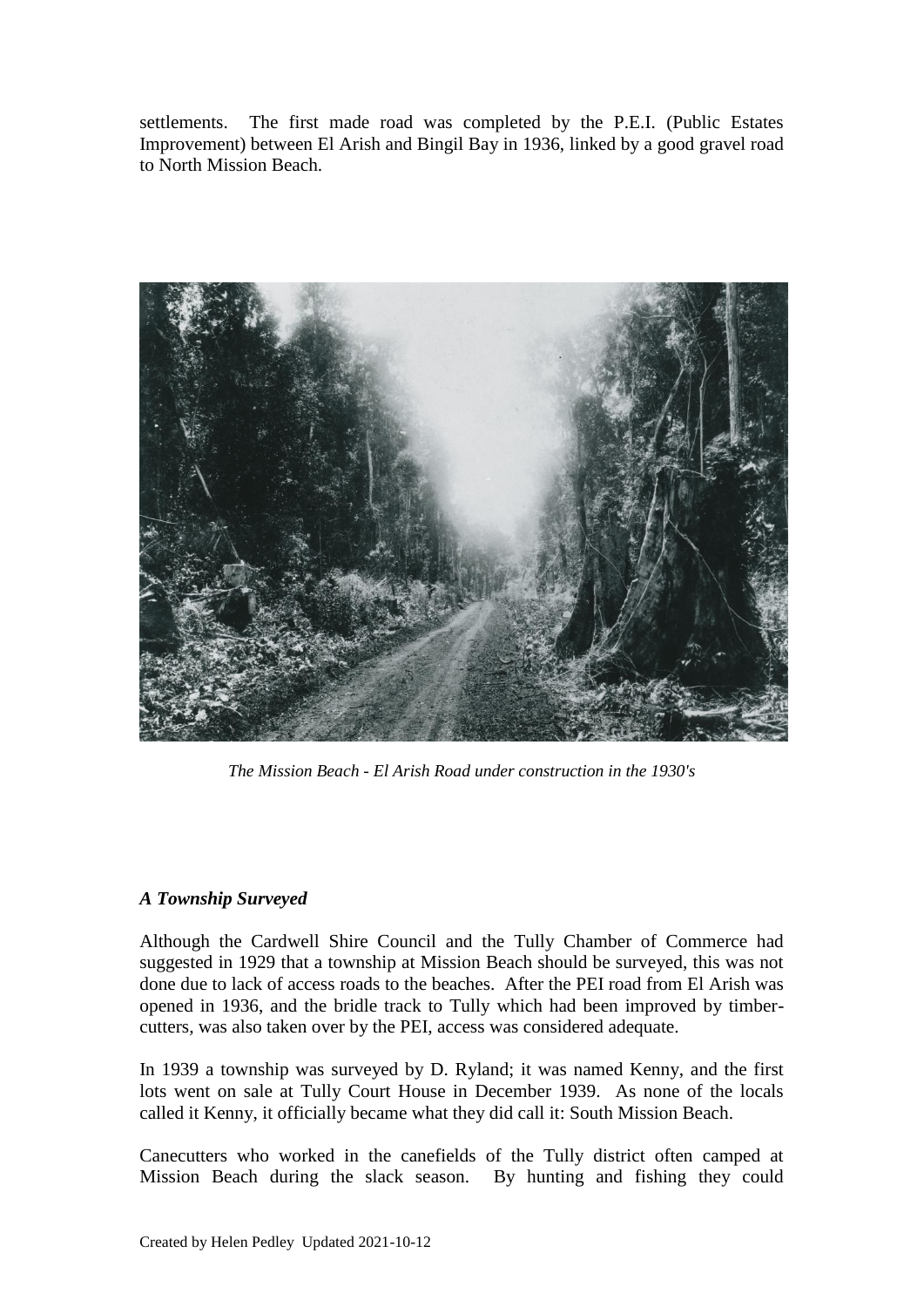settlements. The first made road was completed by the P.E.I. (Public Estates Improvement) between El Arish and Bingil Bay in 1936, linked by a good gravel road to North Mission Beach.

*The Mission Beach - El Arish Road under construction in the 1930's*

### *A Township Surveyed*

Although the Cardwell Shire Council and the Tully Chamber of Commerce had suggested in 1929 that a township at Mission Beach should be surveyed, this was not done due to lack of access roads to the beaches. After the PEI road from El Arish was opened in 1936, and the bridle track to Tully which had been improved by timber-cutters, was also taken over by the PEI, access was considered adequate.

In 1939 a township was surveyed by D. Ryland; it was named Kenny, and the first lots went on sale at Tully Court House in December 1939. As none of the locals called it Kenny, it officially became what they did call it: South Mission Beach.

Canecutters who worked in the canefields of the Tully district often camped at Mission Beach during the slack season. By hunting and fishing they could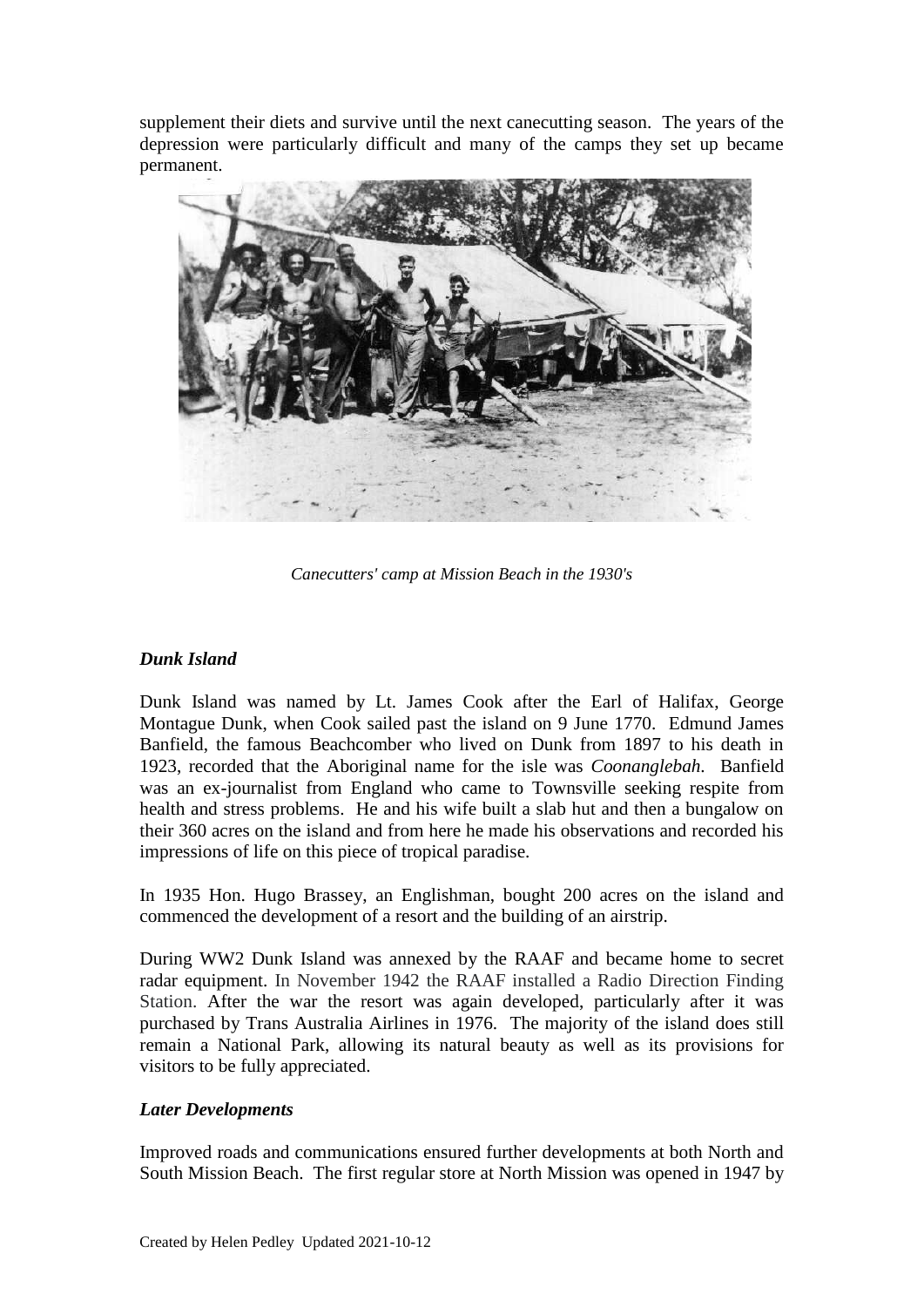supplement their diets and survive until the next canecutting season. The years of the depression were particularly difficult and many of the camps they set up became permanent.

*Canecutters' camp at Mission Beach in the 1930's*

### *Dunk Island*

Dunk Island was named by Lt. James Cook after the Earl of Halifax, George Montague Dunk, when Cook sailed past the island on 9 June 1770. Edmund James Banfield, the famous Beachcomber who lived on Dunk from 1897 to his death in 1923, recorded that the Aboriginal name for the isle was *Coonanglebah*. Banfield was an ex-journalist from England who came to Townsville seeking respite from health and stress problems. He and his wife built a slab hut and then a bungalow on their 360 acres on the island and from here he made his observations and recorded his impressions of life on this piece of tropical paradise.

In 1935 Hon. Hugo Brassey, an Englishman, bought 200 acres on the island and commenced the development of a resort and the building of an airstrip.

During WW2 Dunk Island was annexed by the RAAF and became home to secret radar equipment. In November 1942 the RAAF installed a Radio Direction Finding Station. After the war the resort was again developed, particularly after it was purchased by Trans Australia Airlines in 1976. The majority of the island does still remain a National Park, allowing its natural beauty as well as its provisions for visitors to be fully appreciated.

### *Later Developments*

Improved roads and communications ensured further developments at both North and South Mission Beach. The first regular store at North Mission was opened in 1947 by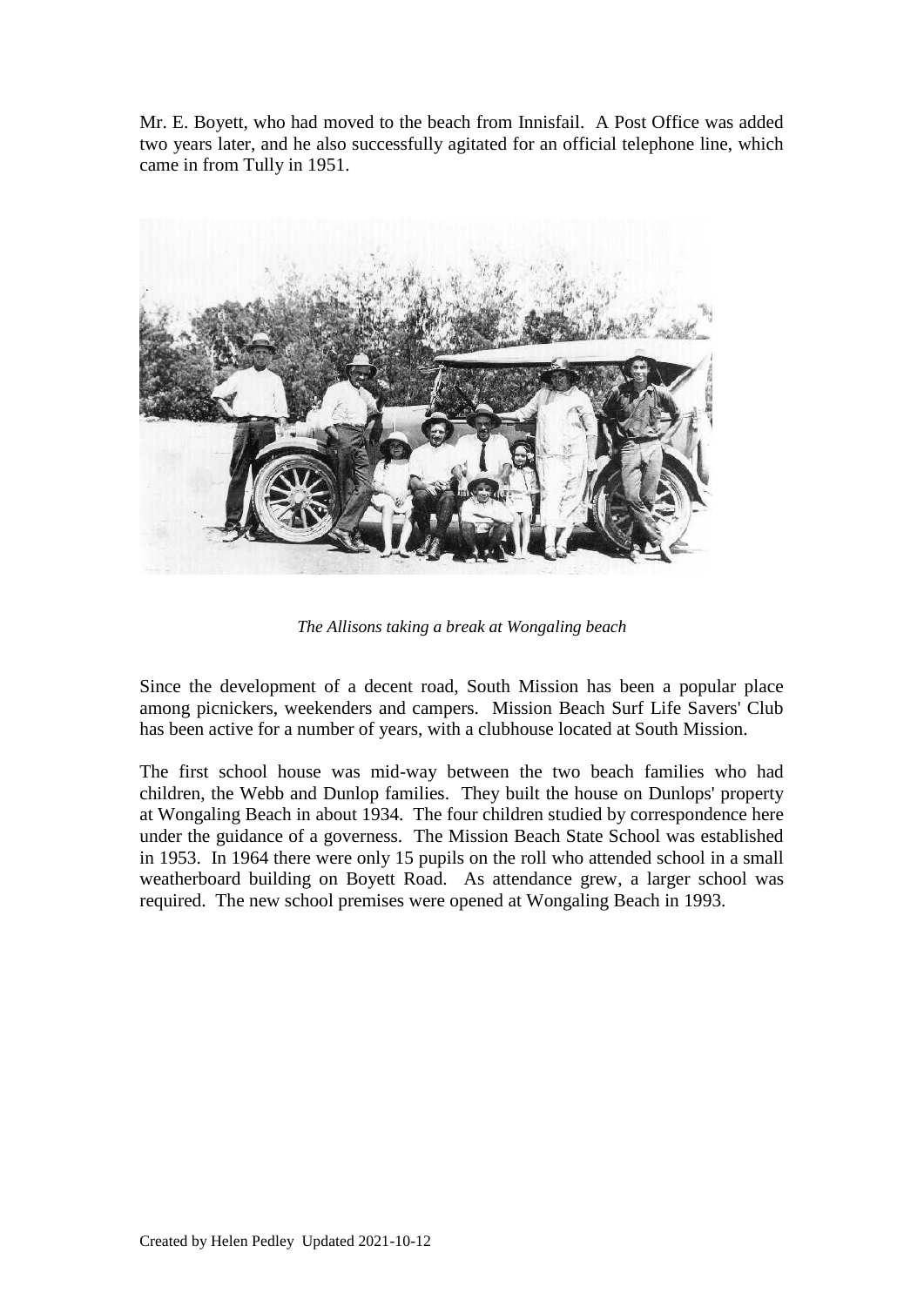Mr. E. Boyett, who had moved to the beach from Innisfail. A Post Office was added two years later, and he also successfully agitated for an official telephone line, which came in from Tully in 1951.

*The Allisons taking a break at Wongaling beach*

Since the development of a decent road, South Mission has been a popular place among picnickers, weekenders and campers. Mission Beach Surf Life Savers' Club has been active for a number of years, with a clubhouse located at South Mission.

The first school house was mid-way between the two beach families who had children, the Webb and Dunlop families. They built the house on Dunlops' property at Wongaling Beach in about 1934. The four children studied by correspondence here under the guidance of a governess. The Mission Beach State School was established in 1953. In 1964 there were only 15 pupils on the roll who attended school in a small weatherboard building on Boyett Road. As attendance grew, a larger school was required. The new school premises were opened at Wongaling Beach in 1993.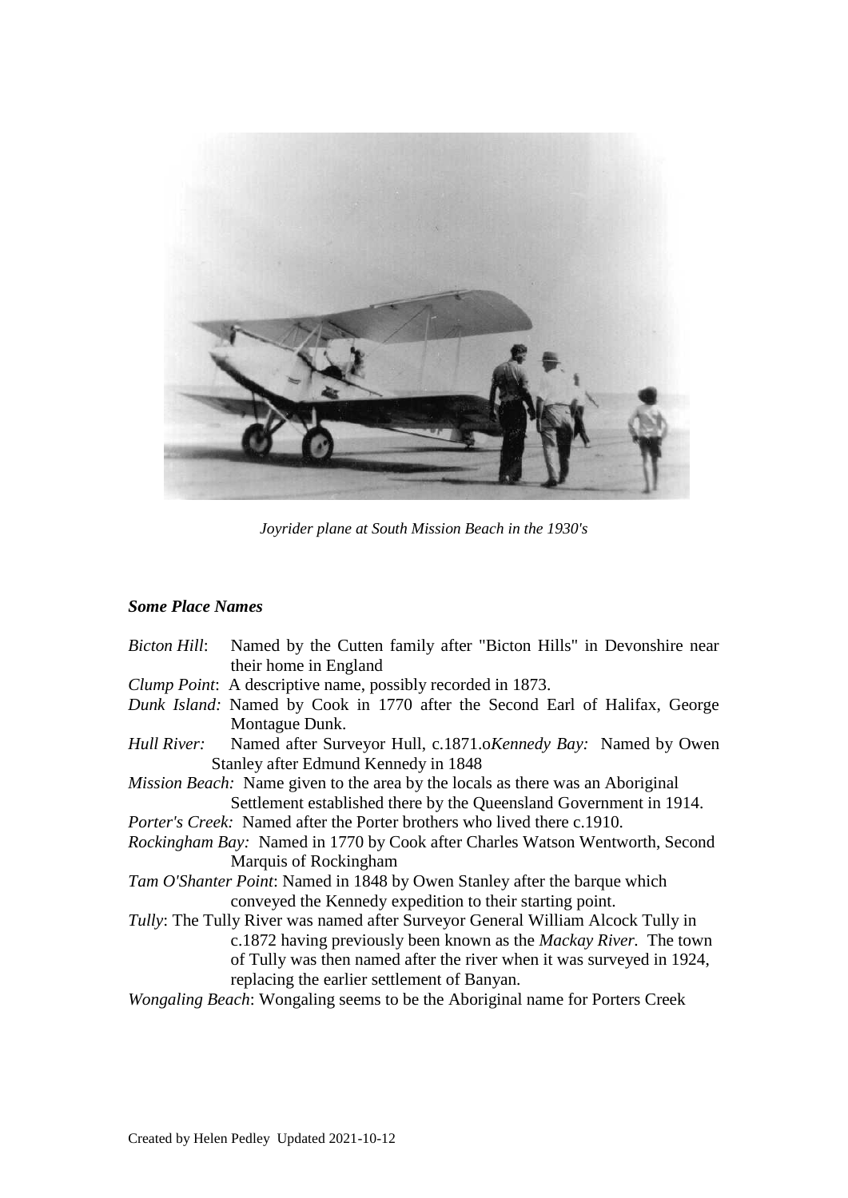*Joyrider plane at South Mission Beach in the 1930's*

***Some Place Names***

*Bicton Hill*: Named by the Cutten family after "Bicton Hills" in Devonshire near their home in England

*Clump Point*: A descriptive name, possibly recorded in 1873.

*Dunk Island:* Named by Cook in 1770 after the Second Earl of Halifax, George Montague Dunk.

*Hull River:* Named after Surveyor Hull, c.1871.o*Kennedy Bay:* Named by Owen Stanley after Edmund Kennedy in 1848

*Mission Beach:* Name given to the area by the locals as there was an Aboriginal Settlement established there by the Queensland Government in 1914.

*Porter's Creek:* Named after the Porter brothers who lived there c.1910.

*Rockingham Bay:* Named in 1770 by Cook after Charles Watson Wentworth, Second Marquis of Rockingham

*Tam O'Shanter Point*: Named in 1848 by Owen Stanley after the barque which conveyed the Kennedy expedition to their starting point.

*Tully*: The Tully River was named after Surveyor General William Alcock Tully in c.1872 having previously been known as the *Mackay River.* The town of Tully was then named after the river when it was surveyed in 1924, replacing the earlier settlement of Banyan.

*Wongaling Beach*: Wongaling seems to be the Aboriginal name for Porters Creek

Created by Helen Pedley Updated 2021-10-12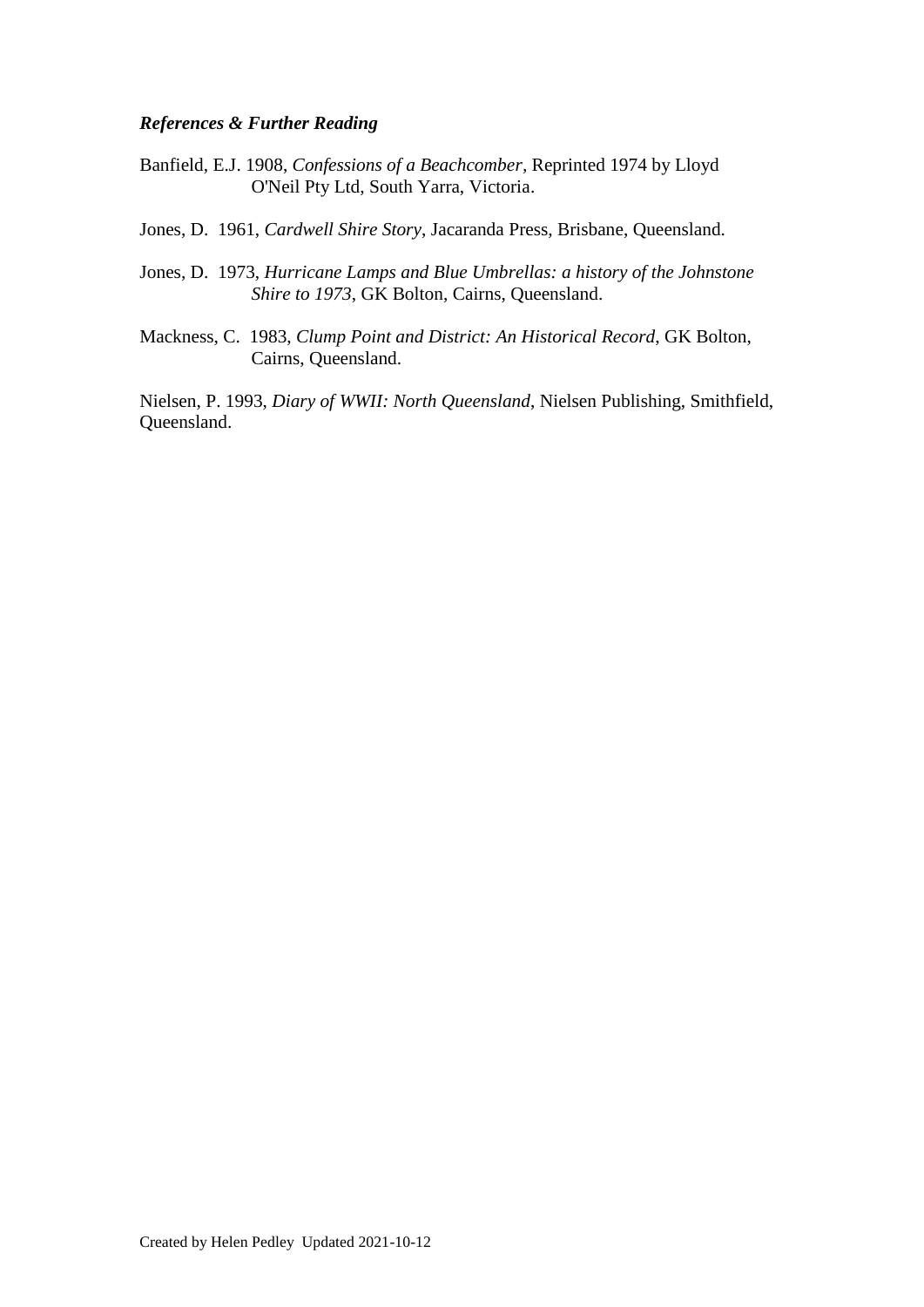### ***References & Further Reading***

Banfield, E.J. 1908, *Confessions of a Beachcomber*, Reprinted 1974 by Lloyd O'Neil Pty Ltd, South Yarra, Victoria.

Jones, D. 1961, *Cardwell Shire Story*, Jacaranda Press, Brisbane, Queensland.

Jones, D. 1973, *Hurricane Lamps and Blue Umbrellas: a history of the Johnstone Shire to 1973*, GK Bolton, Cairns, Queensland.

Mackness, C. 1983, *Clump Point and District: An Historical Record*, GK Bolton, Cairns, Queensland.

Nielsen, P. 1993, *Diary of WWII: North Queensland*, Nielsen Publishing, Smithfield, Queensland.

Created by Helen Pedley Updated 2021-10-12